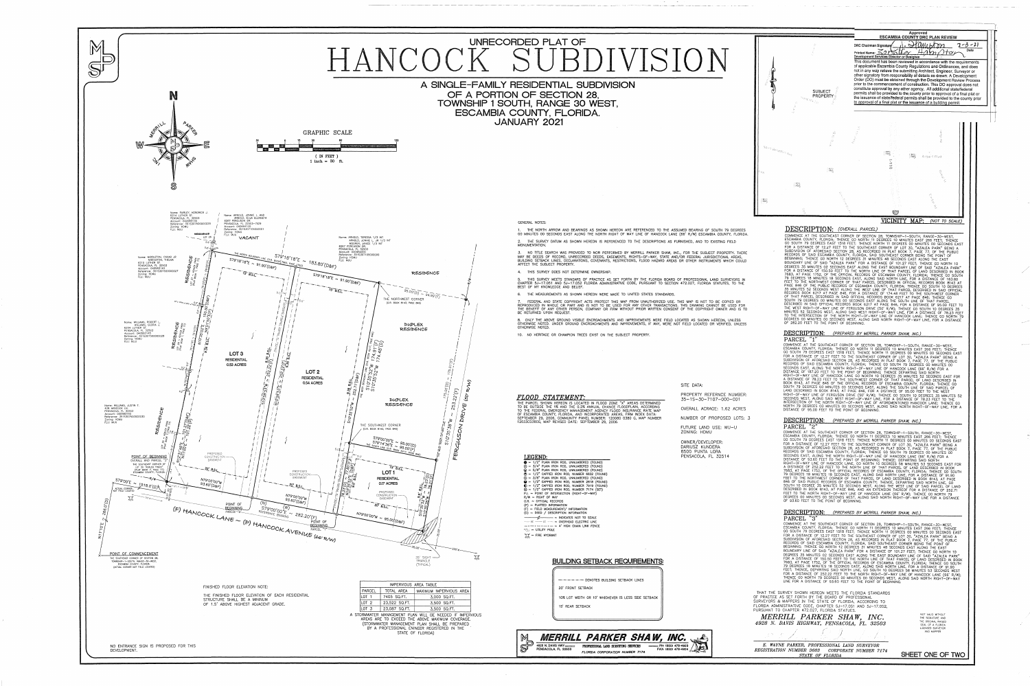# UNRECORDED PLAT OF HANCOCK SUBDIVISION

## A SINGLE-FAMILY RESIDENTIAL SUBDIVISION OF A PORTION OF SECTION 28, TOWNSHIP 1 SOUTH, RANGE 30 WEST, ESCAMBIA COUNTY, FLORIDA. JANUARY 2021

**Approved**
**ESCAMBIA COUNTY DRC PLAN REVIEW**

DRC Chairman Signature: _______ Date: 2-3-21

Printed Name: _______

Development Services Director or Designee

This document has been reviewed in accordance with the requirements of applicable Escambia County Regulations and Ordinances, and does not in any way relieve the submitting Architect, Engineer, Surveyor or other signatory from responsibility of details as drawn. A Development Order (DO) must be obtained through the Development Review Process prior to the commencement of construction. This DO approval does not constitute approval by any other agency. All additional state/federal permits shall be provided to the county prior to approval of a final plat or the issuance of state/federal permits shall be provided to the county prior to approval of a final plat or the issuance of a building permit.

GRAPHIC SCALE

( IN FEET )
1 inch = 30 ft.

### GENERAL NOTES:

1. THE NORTH ARROW AND BEARINGS AS SHOWN HEREON ARE REFERENCED TO THE ASSUMED BEARING OF SOUTH 79 DEGREES 00 MINUTES 00 SECONDS EAST ALONG THE NORTH RIGHT OF WAY LINE OF HANCOCK LANE (66' R/W) ESCAMBIA COUNTY, FLORIDA.
2. THE SURVEY DATUM AS SHOWN HEREON IS REFERENCED TO THE DESCRIPTIONS AS FURNISHED, AND TO EXISTING FIELD MONUMENTATION.
3. NO TITLE SEARCH WAS PROVIDED TO NOR PERFORMED BY MERRILL PARKER SHAW, INC., FOR THE SUBJECT PROPERTY. THERE MAY BE DEEDS OF RECORD, UNRECORDED DEEDS, EASEMENTS, RIGHTS-OF-WAY, STATE AND/OR FEDERAL JURISDICTIONAL AREAS, BUILDING SETBACK LINES, DECLARATIONS, COVENANTS, RESTRICTIONS, FLOOD HAZARD AREAS OR OTHER INSTRUMENTS WHICH COULD AFFECT THE SUBJECT PROPERTY.
4. THIS SURVEY DOES NOT DETERMINE OWNERSHIP.
5. THIS SURVEY MEETS STANDARDS OF PRACTICE AS SET FORTH BY THE FLORIDA BOARD OF PROFESSIONAL LAND SURVEYORS IN CHAPTER 5J-17.051 AND 5J-17.052 FLORIDA ADMINISTRATIVE CODE, PURSUANT TO SECTION 472.027, FLORIDA STATUTES, TO THE BEST OF MY KNOWLEDGE AND BELIEF.
6. THE MEASUREMENTS AS SHOWN HEREON WERE MADE TO UNITED STATES STANDARDS.
7. FEDERAL AND STATE COPYRIGHT ACTS PROTECT THIS MAP FROM UNAUTHORIZED USE. THIS MAP IS NOT TO BE COPIED OR REPRODUCED IN WHOLE OR PART AND IS NOT TO BE USED FOR ANY OTHER TRANSACTIONS. THIS DRAWING CANNOT BE USED FOR THE BENEFIT OF ANY OTHER PERSON, COMPANY OR FIRM WITHOUT PRIOR WRITTEN CONSENT OF THE COPYRIGHT OWNER AND IS TO BE RETURNED UPON REQUEST.
8. ONLY THE ABOVE GROUND VISIBLE ENCROACHMENTS AND IMPROVEMENTS WERE FIELD LOCATED AS SHOWN HEREON, UNLESS OTHERWISE NOTED. UNDER GROUND ENCROACHMENTS AND IMPROVEMENTS, IF ANY, WERE NOT FIELD LOCATED OR VERIFIED, UNLESS OTHERWISE NOTED.
9. ...
10. NO HERITAGE OR CHAMPION TREES EXIST ON THE SUBJECT PROPERTY.

### FLOOD STATEMENT:

THE PARCEL SHOWN HEREON IS LOCATED IN FLOOD ZONE "X" AREAS DETERMINED TO BE OUTSIDE THE 1% AND THE 0.2% ANNUAL CHANCE FLOODPLAIN, ACCORDING TO THE FEDERAL EMERGENCY MANAGEMENT AGENCY FLOOD INSURANCE RATE MAP OF ESCAMBIA COUNTY, FLORIDA, AND INCORPORATED AREAS, FIRM INDEX DATA SEPTEMBER 29, 2006, COMMUNITY PANEL NUMBER: 120080 0380 G, MAP NUMBER 12033C0380G, MAP REVISED DATE: SEPTEMBER 29, 2006.

### LEGEND:

- 1/2" PLAIN IRON ROD, UNNUMBERED (FOUND)
- 3/4" PLAIN IRON ROD, UNNUMBERED (FOUND)
- 5/8" PLAIN IRON ROD, UNNUMBERED (FOUND)
- 1/2" CAPPED IRON ROD, NUMBER 6832 (FOUND)
- 3/8" PLAIN IRON ROD, UNNUMBERED (FOUND)
- 1/2" CAPPED IRON ROD, NUMBER 2819 (FOUND)
- 1/2" CAPPED IRON ROD, NUMBER 7919 (FOUND)
- 1/2" CAPPED IRON ROD, NUMBER 7174 (SET)
- P.I. = POINT OF INTERSECTION (RIGHT-OF-WAY)
- R/W = RIGHT OF WAY
- O.R. = OFFICIAL RECORDS
- (P) = PLATTED INFORMATION
- (F) = FIELD MEASUREMENT INFORMATION
- (D) = DEED / DESCRIPTION INFORMATION
- INDICATES NOT TO SCALE
- OVERHEAD ELECTRIC LINE
- 4' HIGH CHAIN LINK FENCE
- U.P. = UTILITY POLE
- FIRE HYDRANT

### SITE DATA:

PROPERTY REFERENCE NUMBER: 35-1S-30-7107-000-001

OVERALL ACRAGE: 1.62 ACRES

NUMBER OF PROPOSED LOTS: 3

FUTURE LAND USE: MU-U
ZONING: HDMU

OWNER/DEVELOPER:
DARIUSZ KUNDERA
8500 PUNTA LORA
PENSACOLA, FL 32514

### BUILDING SETBACK REQUIREMENTS:

- DENOTES BUILDING SETBACK LINES
- 20' FRONT SETBACK
- 10% LOT WIDTH OR 10' WHICHEVER IS LESS SIDE SETBACK
- 15' REAR SETBACK

### FINISHED FLOOR ELEVATION NOTE:

THE FINISHED FLOOR ELEVATION OF EACH RESIDENTIAL STRUCTURE SHALL BE A MINIMUM OF 1.5' ABOVE HIGHEST ADJACENT GRADE.

| IMPERVIOUS AREA TABLE | | |
|---|---|---|
| PARCEL | TOTAL AREA | MAXIMUM IMPERVIOUS AREA |
| LOT 1 | 7405 SQ.FT. | 3,000 SQ.FT. |
| LOT 2 | 23,522 SQ.FT. | 3,500 SQ.FT. |
| LOT 3 | 23,087 SQ.FT. | 3,500 SQ.FT. |

A STORMWATER MANAGEMENT PLAN WILL BE NEEDED IF IMPERVIOUS AREAS ARE TO EXCEED THE ABOVE MAXIMUM COVERAGE. (STORMWATER MANAGEMENT PLAN SHALL BE PREPARED BY A PROFESSIONAL ENGINEER REGISTERED IN THE STATE OF FLORIDA)

NO ENTRANCE SIGN IS PROPOSED FOR THIS DEVELOPMENT.

LOT 3 RESIDENTIAL 0.53 ACRES

LOT 2 RESIDENTIAL 0.54 ACRES

LOT 1 RESIDENTIAL 0.17 ACRES

(F) HANCOCK LANE ~ (P) HANCOCK AVENUE (66' R/W)

FERGUSON DRIVE (50' R/W)

POINT OF BEGINNING

POINT OF COMMENCEMENT

VICINITY MAP: (NOT TO SCALE)

SUBJECT PROPERTY

### DESCRIPTION: (OVERALL PARCEL)

COMMENCE AT THE SOUTHEAST CORNER OF SECTION 28, TOWNSHIP-1-SOUTH, RANGE-30-WEST, ESCAMBIA COUNTY, FLORIDA; THENCE GO NORTH 11 DEGREES 10 MINUTES EAST 266 FEET; THENCE GO SOUTH 79 DEGREES EAST 1518 FEET; THENCE NORTH 11 DEGREES 00 MINUTES 00 SECONDS EAST FOR A DISTANCE OF 12.27 FEET TO THE SOUTHEAST CORNER OF LOT 30, "AZALEA PARK" BEING A SUBDIVISION OF AFORESAID SECTION 28, AS RECORDED IN PLAT BOOK 7, PAGE 77, OF THE PUBLIC RECORDS OF SAID ESCAMBIA COUNTY, FLORIDA, SAID SOUTHEAST CORNER BEING THE POINT OF BEGINNING; THENCE GO NORTH 12 DEGREES 31 MINUTES 48 SECONDS EAST ALONG THE EAST BOUNDARY LINE OF SAID "AZALEA PARK" FOR A DISTANCE OF 101.27 FEET; THENCE GO NORTH 10 DEGREES 35 MINUTES 02 SECONDS EAST ALONG THE EAST BOUNDARY LINE OF SAID "AZALEA PARK" FOR A DISTANCE OF 150.50 FEET TO THE NORTH LINE OF THAT PARCEL OF LAND DESCRIBED IN BOOK 7683, AT PAGE 1752, OF THE OFFICIAL RECORDS OF ESCAMBIA COUNTY, FLORIDA; THENCE GO SOUTH 79 DEGREES 18 MINUTES 18 SECONDS EAST, ALONG SAID NORTH LINE FOR A DISTANCE OF 183.80 FEET TO THE NORTHWEST CORNER OF THAT PARCEL DESCRIBED IN OFFICIAL RECORDS BOOK 6143 AT PAGE 846 OF THE PUBLIC RECORDS OF ESCAMBIA COUNTY, FLORIDA; THENCE GO SOUTH 10 DEGREES 35 MINUTES 52 SECONDS WEST ALONG THE WEST LINE OF THAT PARCEL DESCRIBED IN SAID OFFICIAL RECORDS BOOK 6217 AT PAGE 846, FOR A DISTANCE OF 174.45 FEET TO THE SOUTHWEST CORNER OF THAT PARCEL DESCRIBED IN SAID OFFICIAL RECORDS BOOK 6217 AT PAGE 846; THENCE GO SOUTH 79 DEGREES 00 MINUTES 00 SECONDS EAST ALONG THE SOUTH LINE OF THAT PARCEL DESCRIBED IN SAID OFFICIAL RECORDS BOOK 6217 AT PAGE 846, FOR A DISTANCE OF 95.00 FEET TO THE WEST RIGHT-OF-WAY LINE OF FERGUSON DRIVE (50' R/W); THENCE GO SOUTH 10 DEGREES 35 MINUTES 52 SECONDS WEST, ALONG SAID WEST RIGHT-OF-WAY LINE, FOR A DISTANCE OF 78.23 FEET TO THE INTERSECTION OF THE NORTH RIGHT-OF-WAY LINE OF HANCOCK LANE; THENCE GO NORTH 79 DEGREES 00 MINUTES 00 SECONDS WEST, ALONG SAID NORTH RIGHT-OF-WAY LINE, FOR A DISTANCE OF 282.20 FEET TO THE POINT OF BEGINNING.

### DESCRIPTION: (PREPARED BY MERRILL PARKER SHAW, INC.)
### PARCEL "1"

COMMENCE AT THE SOUTHEAST CORNER OF SECTION 28, TOWNSHIP-1-SOUTH, RANGE-30-WEST, ESCAMBIA COUNTY, FLORIDA; THENCE GO NORTH 11 DEGREES 10 MINUTES EAST 266 FEET; THENCE GO SOUTH 79 DEGREES EAST 1518 FEET; THENCE NORTH 11 DEGREES 00 MINUTES 00 SECONDS EAST FOR A DISTANCE OF 12.27 FEET TO THE SOUTHEAST CORNER OF LOT 30, "AZALEA PARK" BEING A SUBDIVISION OF AFORESAID SECTION 28, AS RECORDED IN PLAT BOOK 7, PAGE 77, OF THE PUBLIC RECORDS OF SAID ESCAMBIA COUNTY, FLORIDA; THENCE GO SOUTH 79 DEGREES 00 MINUTES 00 SECONDS EAST, ALONG THE NORTH RIGHT-OF-WAY LINE OF HANCOCK LANE (66' R/W) FOR A DISTANCE OF 187.20 FEET TO THE POINT OF BEGINNING; THENCE DEPARTING SAID NORTH RIGHT-OF-WAY LINE OF HANCOCK LANE GO NORTH 10 DEGREES 35 MINUTES 52 SECONDS EAST FOR A DISTANCE OF 78.23 FEET TO THE SOUTHWEST CORNER OF THAT PARCEL OF LAND DESCRIBED IN BOOK 6143, AT PAGE 846 OF THE OFFICIAL RECORDS OF ESCAMBIA COUNTY, FLORIDA; THENCE GO SOUTH 79 DEGREES 00 MINUTES 00 SECONDS EAST, ALONG THE SOUTH LINE OF SAID PARCEL OF LAND DESCRIBED IN BOOK 6143, AT PAGE 846, FOR A DISTANCE OF 95.00 FEET TO THE WEST RIGHT-OF-WAY LINE OF FERGUSON DRIVE (50' R/W); THENCE GO SOUTH 10 DEGREES 35 MINUTES 52 SECONDS WEST, ALONG SAID WEST RIGHT-OF-WAY LINE, FOR A DISTANCE OF 78.23 FEET TO THE INTERSECTION OF THE NORTH RIGHT-OF-WAY LINE OF AFOREMENTIONED HANCOCK LANE; THENCE GO NORTH 79 DEGREES 00 MINUTES 00 SECONDS WEST, ALONG SAID NORTH RIGHT-OF-WAY LINE FOR A DISTANCE OF 95.00 FEET TO THE POINT OF BEGINNING.

### DESCRIPTION: (PREPARED BY MERRILL PARKER SHAW, INC.)
### PARCEL "2"

COMMENCE AT THE SOUTHEAST CORNER OF SECTION 28, TOWNSHIP-1-SOUTH, RANGE-30-WEST, ESCAMBIA COUNTY, FLORIDA; THENCE GO NORTH 11 DEGREES 10 MINUTES EAST 266 FEET; THENCE GO SOUTH 79 DEGREES EAST 1518 FEET; THENCE NORTH 11 DEGREES 00 MINUTES 00 SECONDS EAST FOR A DISTANCE OF 12.27 FEET TO THE SOUTHEAST CORNER OF LOT 30, "AZALEA PARK" BEING A SUBDIVISION OF AFORESAID SECTION 28, AS RECORDED IN PLAT BOOK 7, PAGE 77, OF THE PUBLIC RECORDS OF SAID ESCAMBIA COUNTY, FLORIDA; THENCE GO SOUTH 79 DEGREES 00 MINUTES 00 SECONDS EAST, ALONG THE NORTH RIGHT-OF-WAY LINE OF HANCOCK LANE (66' R/W) FOR A DISTANCE OF 93.60 FEET TO THE POINT OF BEGINNING; THENCE DEPARTING SAID NORTH RIGHT-OF-WAY LINE OF HANCOCK LANE, GO NORTH 10 DEGREES 58 MINUTES 53 SECONDS EAST FOR A DISTANCE OF 252.22 FEET TO THE NORTH LINE OF THAT PARCEL OF LAND DESCRIBED IN BOOK 7683, AT PAGE 1752, OF THE OFFICIAL RECORDS OF ESCAMBIA COUNTY, FLORIDA; THENCE GO SOUTH 79 DEGREES 18 MINUTES 18 SECONDS EAST, ALONG SAID NORTH LINE, FOR A DISTANCE OF 91.80 FEET TO THE NORTHWEST CORNER OF THAT PARCEL OF LAND DESCRIBED IN BOOK 6143, AT PAGE 846 OF SAID PUBLIC RECORDS OF ESCAMBIA COUNTY; THENCE, DEPARTING SAID NORTH LINE, GO SOUTH 10 DEGREES 35 MINUTES 52 SECONDS WEST, ALONG THE WEST LINE OF SAID PARCEL OF LAND DESCRIBED IN BOOK 6143, AT PAGE 846, AND AN EXTENSION THEREOF FOR A DISTANCE OF 252.71 FEET TO THE NORTH RIGHT-OF-WAY LINE OF HANCOCK LANE (66' R/W); THENCE GO NORTH 79 DEGREES 00 MINUTES 00 SECONDS WEST, ALONG SAID NORTH RIGHT-OF-WAY LINE FOR A DISTANCE OF 93.60 FEET TO THE POINT OF BEGINNING.

### DESCRIPTION: (PREPARED BY MERRILL PARKER SHAW, INC.)
### PARCEL "3"

COMMENCE AT THE SOUTHEAST CORNER OF SECTION 28, TOWNSHIP-1-SOUTH, RANGE-30-WEST, ESCAMBIA COUNTY, FLORIDA; THENCE GO NORTH 11 DEGREES 10 MINUTES EAST 266 FEET; THENCE GO SOUTH 79 DEGREES EAST 1518 FEET; THENCE NORTH 11 DEGREES 00 MINUTES 00 SECONDS EAST FOR A DISTANCE OF 12.27 FEET TO THE SOUTHEAST CORNER OF LOT 30, "AZALEA PARK" BEING A SUBDIVISION OF AFORESAID SECTION 28, AS RECORDED IN PLAT BOOK 7, PAGE 77, OF THE PUBLIC RECORDS OF SAID ESCAMBIA COUNTY, FLORIDA, SAID SOUTHEAST CORNER BEING THE POINT OF BEGINNING; THENCE GO NORTH 12 DEGREES 31 MINUTES 48 SECONDS EAST ALONG THE EAST BOUNDARY LINE OF SAID "AZALEA PARK" FOR A DISTANCE OF 101.27 FEET; THENCE GO NORTH 10 DEGREES 35 MINUTES 02 SECONDS EAST ALONG THE EAST BOUNDARY LINE OF SAID "AZALEA PARK" FOR A DISTANCE OF 150.50 FEET TO THE NORTH LINE OF THAT PARCEL OF LAND DESCRIBED IN BOOK 7683, AT PAGE 1752, OF THE OFFICIAL RECORDS OF ESCAMBIA COUNTY, FLORIDA; THENCE GO SOUTH 79 DEGREES 18 MINUTES 18 SECONDS EAST, ALONG SAID NORTH LINE, FOR A DISTANCE OF 91.00 FEET; THENCE, DEPARTING SAID NORTH LINE, GO SOUTH 10 DEGREES 58 MINUTES 53 SECONDS WEST FOR A DISTANCE OF 252.22 FEET TO THE NORTH RIGHT-OF-WAY LINE OF HANCOCK LANE (66' R/W); THENCE GO NORTH 79 DEGREES 00 MINUTES 00 SECONDS WEST, ALONG SAID NORTH RIGHT-OF-WAY LINE FOR A DISTANCE OF 93.60 FEET TO THE POINT OF BEGINNING.

THAT THE SURVEY SHOWN HEREON MEETS THE FLORIDA STANDARDS OF PRACTICE AS SET FORTH BY THE BOARD OF PROFESSIONAL SURVEYORS & MAPPERS IN THE STATE OF FLORIDA, ACCORDING TO FLORIDA ADMINISTRATIVE CODE, CHAPTER 5J-17.051 AND 5J-17.052, PURSUANT TO CHAPTER 472.027, FLORIDA STATUTES.

**MERRILL PARKER SHAW, INC.**
4928 N. DAVIS HIGHWAY, PENSACOLA, FL 32503

NOT VALID WITHOUT THE SIGNATURE AND THE ORIGINAL RAISED SEAL OF A FLORIDA LICENSED SURVEYOR AND MAPPER

E. WAYNE PARKER, PROFESSIONAL LAND SURVEYOR
REGISTRATION NUMBER 3683 CORPORATE NUMBER 7174
STATE OF FLORIDA

**MERRILL PARKER SHAW, INC.**
4928 N DAVIS HWY, PENSACOLA, FL 32503 — PROFESSIONAL LAND SURVEYING SERVICES — PH (850) 478-4923 FAX (850) 478-4924
FLORIDA CORPORATION NUMBER 7174

SHEET ONE OF TWO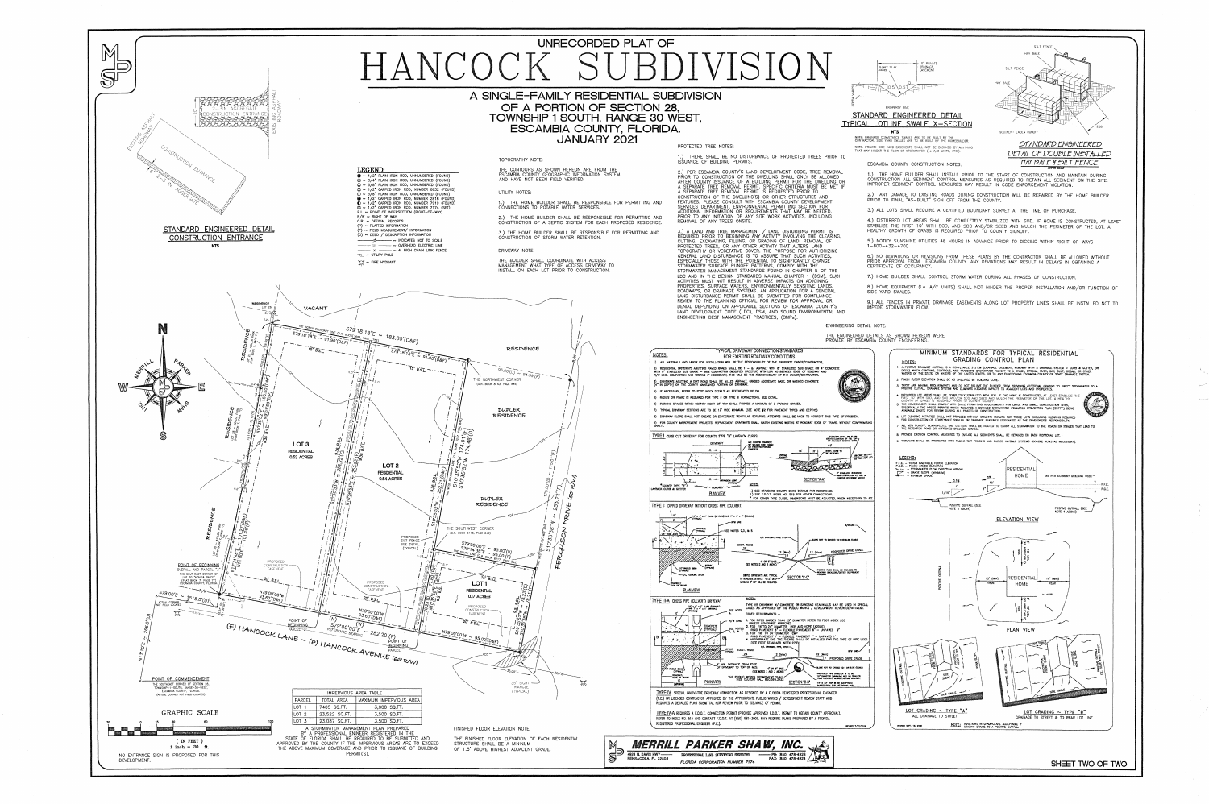# UNRECORDED PLAT OF

# HANCOCK SUBDIVISION

## A SINGLE-FAMILY RESIDENTIAL SUBDIVISION OF A PORTION OF SECTION 28, TOWNSHIP 1 SOUTH, RANGE 30 WEST, ESCAMBIA COUNTY, FLORIDA. JANUARY 2021

### STANDARD ENGINEERED DETAIL CONSTRUCTION ENTRANCE

NTS

### LEGEND:

- 1/2" PLAIN IRON ROD, UNNUMBERED (FOUND)
- 3/4" PLAIN IRON ROD, UNNUMBERED (FOUND)
- 5/8" PLAIN IRON ROD, UNNUMBERED (FOUND)
- 1/2" CAPPED IRON ROD, NUMBER 6832 (FOUND)
- 3/8" PLAIN IRON ROD, UNNUMBERED (FOUND)
- 1/2" CAPPED IRON ROD, NUMBER 2918 (FOUND)
- 1/2" CAPPED IRON ROD, NUMBER 7919 (FOUND)
- 1/2" CAPPED IRON ROD, NUMBER 7174 (SET)
- P.I. = POINT OF INTERSECTION (RIGHT-OF-WAY)
- R/W = RIGHT OF WAY
- O.R. = OFFICIAL RECORDS
- (P) = PLATTED INFORMATION
- (F) = FIELD MEASUREMENT/ INFORMATION
- (D) = DEED / DESCRIPTION INFORMATION
- = INDICATES NOT TO SCALE
- = OVERHEAD ELECTRIC LINE
- = 4' HIGH CHAIN LINK FENCE
- = UTILITY POLE
- = FIRE HYDRANT

### TOPOGRAPHY NOTE:

THE CONTOURS AS SHOWN HEREON ARE FROM THE ESCAMBIA COUNTY GEOGRAPHIC INFORMATION SYSTEM, AND HAVE NOT BEEN FIELD VERIFIED.

### UTILITY NOTES:

1.) THE HOME BUILDER SHALL BE RESPONSIBLE FOR PERMITTING AND CONNECTIONS TO POTABLE WATER SERVICES.

2.) THE HOME BUILDER SHALL BE RESPONSIBLE FOR PERMITTING AND CONSTRUCTION OF A SEPTIC SYSTEM FOR EACH PROPOSED RESIDENCE.

3.) THE HOME BUILDER SHALL BE RESPONSIBLE FOR PERMITTING AND CONSTRUCTION OF STORM WATER RETENTION.

### DRIVEWAY NOTE:

THE BUILDER SHALL COORDINATE WITH ACCESS MANAGEMENT WHAT TYPE OF ACCESS DRIVEWAY TO INSTALL ON EACH LOT PRIOR TO CONSTRUCTION.

### PROTECTED TREE NOTES:

1.) THERE SHALL BE NO DISTURBANCE OF PROTECTED TREES PRIOR TO ISSUANCE OF BUILDING PERMITS.

2.) PER ESCAMBIA COUNTY'S LAND DEVELOPMENT CODE, TREE REMOVAL PRIOR TO CONSTRUCTION OF THE DWELLING UNIT SHALL ONLY BE ALLOWED AFTER COUNTY ISSUANCE OF A BUILDING PERMIT FOR THE DWELLING OR A SEPARATE TREE REMOVAL PERMIT. SPECIFIC CRITERIA MUST BE MET IF A SEPARATE TREE REMOVAL PERMIT IS REQUESTED PRIOR TO CONSTRUCTION OF THE DWELLING(S) OR OTHER STRUCTURES AND FEATURES. PLEASE CONSULT WITH ESCAMBIA COUNTY DEVELOPMENT SERVICES DEPARTMENT, ENVIRONMENTAL PERMITTING SECTION FOR ADDITIONAL INFORMATION OR REQUIREMENTS THAT MAY BE NEEDED, PRIOR TO ANY INITIATION OF ANY SITE WORK ACTIVITIES, INCLUDING REMOVAL OF ANY TREES ONSITE.

3.) A LAND AND TREE MANAGEMENT / LAND DISTURBING PERMIT IS REQUIRED PRIOR TO BEGINNING ANY ACTIVITY INVOLVING THE CLEARING, CUTTING, EXCAVATING, FILLING, OR GRADING OF LAND, REMOVAL OF PROTECTED TREES, OR ANY OTHER ACTIVITY THAT ALTERS LAND TOPOGRAPHY OR VEGETATIVE COVER. THE PURPOSE FOR AUTHORIZING GENERAL LAND DISTURBANCE IS TO ASSURE THAT SUCH ACTIVITIES, ESPECIALLY THOSE WITH THE POTENTIAL TO SIGNIFICANTLY CHANGE STORMWATER SURFACE RUNOFF PATTERNS, COMPLY WITH THE STORMWATER MANAGEMENT STANDARDS FOUND IN CHAPTER 5 OF THE LDC AND IN THE DESIGN STANDARDS MANUAL CHAPTER 1 (DSM). SUCH ACTIVITIES MUST NOT RESULT IN ADVERSE IMPACTS ON ADJOINING PROPERTIES, SURFACE WATERS, ENVIRONMENTALLY SENSITIVE LANDS, ROADWAYS, OR DRAINAGE SYSTEMS. AN APPLICATION FOR A GENERAL LAND DISTURBANCE PERMIT SHALL BE SUBMITTED FOR COMPLIANCE REVIEW TO THE PLANNING OFFICIAL FOR REVIEW FOR APPROVAL OR DENIAL DEPENDING ON APPLICABLE SECTIONS OF ESCAMBIA COUNTY'S LAND DEVELOPMENT CODE (LDC), DSM, AND SOUND ENVIRONMENTAL AND ENGINEERING BEST MANAGEMENT PRACTICES, (BMPs).

### STANDARD ENGINEERED DETAIL TYPICAL LOTLINE SWALE X-SECTION

NTS

NOTE: DRAINAGE CONVEYANCE SWALES ARE TO BE BUILT BY THE CONTRACTOR. SIDE YARD SWALES ARE TO BE BUILT BY THE HOMEBUILDER.

NOTE: PRIVATE SIDE YARD EASEMENTS SHALL NOT BE BLOCKED BY ANYTHING THAT MAY HINDER THE FLOW OF STORMWATER (i.e. A/C UNITS, ETC.)

### STANDARD ENGINEERED DETAIL OF DOUBLE INSTALLED HAY BALE & SILT FENCE

### ESCAMBIA COUNTY CONSTRUCTION NOTES:

1.) THE HOME BUILDER SHALL INSTALL PRIOR TO THE START OF CONSTRUCTION AND MAINTAIN DURING CONSTRUCTION ALL SEDIMENT CONTROL MEASURES AS REQUIRED TO RETAIN ALL SEDIMENT ON THE SITE. IMPROPER SEDIMENT CONTROL MEASURES MAY RESULT IN CODE ENFORCEMENT VIOLATION.

2.) ANY DAMAGE TO EXISTING ROADS DURING CONSTRUCTION WILL BE REPAIRED BY THE HOME BUILDER PRIOR TO FINAL "AS-BUILT" SIGN OFF FROM THE COUNTY.

3.) ALL LOTS SHALL REQUIRE A CERTIFIED BOUNDARY SURVEY AT THE TIME OF PURCHASE.

4.) DISTURBED LOT AREAS SHALL BE COMPLETELY STABILIZED WITH SOD. IF HOME IS CONSTRUCTED, AT LEAST STABILIZE THE FIRST 10' WITH SOD, AND SOD AND/OR SEED AND MULCH THE PERIMETER OF THE LOT. A HEALTHY GROWTH OF GRASS IS REQUIRED PRIOR TO COUNTY SIGNOFF.

5.) NOTIFY SUNSHINE UTILITIES 48 HOURS IN ADVANCE PRIOR TO DIGGING WITHIN RIGHT-OF-WAYS 1-800-432-4770

6.) NO DEVIATIONS OR REVISIONS FROM THESE PLANS BY THE CONTRACTOR SHALL BE ALLOWED WITHOUT PRIOR APPROVAL FROM ESCAMBIA COUNTY. ANY DEVIATIONS MAY RESULT IN DELAYS IN OBTAINING A CERTIFICATE OF OCCUPANCY.

7.) HOME BUILDER SHALL CONTROL STORM WATER DURING ALL PHASES OF CONSTRUCTION.

8.) HOME EQUIPMENT (i.e. A/C UNITS) SHALL NOT HINDER THE PROPER INSTALLATION AND/OR FUNCTION OF SIDE YARD SWALES.

9.) ALL FENCES IN PRIVATE DRAINAGE EASEMENTS ALONG LOT PROPERTY LINES SHALL BE INSTALLED NOT TO IMPEDE STORMWATER FLOW.

### ENGINEERING DETAIL NOTE:

THE ENGINEERED DETAILS AS SHOWN HEREON WERE PROVIDE BY ESCAMBIA COUNTY ENGINEERING.

### TYPICAL DRIVEWAY CONNECTION STANDARDS FOR EXISTING ROADWAY CONDITIONS

TYPE I CURB CUT DRIVEWAY FOR COUNTY TYPE "B" LAYBACK CURBS

TYPE II DIPPED DRIVEWAY WITHOUT CROSS PIPE (CULVERT)

TYPE III-A CROSS PIPE (CULVERT) DRIVEWAY

TYPE IV SPECIAL INNOVATIVE DRIVEWAY CONNECTION AS DESIGNED BY A FLORIDA REGISTERED PROFESSIONAL ENGINEER (P.E.) OR LICENSED CONTRACTOR APPROVED BY THE APPROPRIATE PUBLIC WORKS / DEVELOPMENT REVIEW STAFF AND REQUIRES A DETAILED PLAN SUBMITTAL FOR REVIEW PRIOR TO ISSUANCE OF PERMIT.

TYPE IV-A REQUIRES A F.D.O.T. CONNECTION PERMIT (PROVIDE APPROVED F.D.O.T. PERMIT TO OBTAIN COUNTY APPROVAL). REFER TO INDEX NO. 515 AND CONTACT F.D.O.T. AT (850) 981-3000. MAY REQUIRE PLANS PREPARED BY A FLORIDA REGISTERED PROFESSIONAL ENGINEER (P.E.)

### MINIMUM STANDARDS FOR TYPICAL RESIDENTIAL GRADING CONTROL PLAN

ELEVATION VIEW

PLAN VIEW

LOT GRADING ~ TYPE "A" — ALL DRAINAGE TO STREET

LOT GRADING ~ TYPE "B" — DRAINAGE TO STREET & TO REAR LOT LINE

LOT 3 — RESIDENTIAL — 0.53 ACRES

LOT 2 — RESIDENTIAL — 0.54 ACRES

LOT 1 — RESIDENTIAL — 0.17 ACRES

(F) HANCOCK LANE ~ (P) HANCOCK AVENUE (60' R/W)

FERGUSON DRIVE (60' R/W)

POINT OF BEGINNING

POINT OF COMMENCEMENT

| IMPERVIOUS AREA TABLE | | |
|---|---|---|
| PARCEL | TOTAL AREA | MAXIMUM IMPERVIOUS AREA |
| LOT 1 | 7405 SQ.FT. | 3,000 SQ.FT. |
| LOT 2 | 23,522 SQ.FT. | 3,500 SQ.FT. |
| LOT 3 | 23,087 SQ.FT. | 3,500 SQ.FT. |

A STORMWATER MANAGEMENT PLAN PREPARED BY A PROFESSIONAL ENINEER REGISTERED IN THE STATE OF FLORIDA SHALL BE REQUIRED TO BE SUBMITTED AND APPROVED BY THE COUNTY IF THE IMPERVIOUS AREAS ARE TO EXCEED THE ABOVE MAXIMUM COVERAGE AND PRIOR TO ISSUANCE OF BUILDING PERMIT(S).

### FINISHED FLOOR ELEVATION NOTE:

THE FINISHED FLOOR ELEVATION OF EACH RESIDENTIAL STRUCTURE SHALL BE A MINIMUM OF 1.5' ABOVE HIGHEST ADJACENT GRADE.

GRAPHIC SCALE

( IN FEET )
1 inch = 30 ft.

NO ENTRANCE SIGN IS PROPOSED FOR THIS DEVELOPMENT.

**MERRILL PARKER SHAW, INC.**

PROFESSIONAL LAND SURVEYING SERVICES — PH (850) 478-4923 — FAX (850) 478-4924

PENSACOLA, FL 32503 — FLORIDA CORPORATION NUMBER 7174